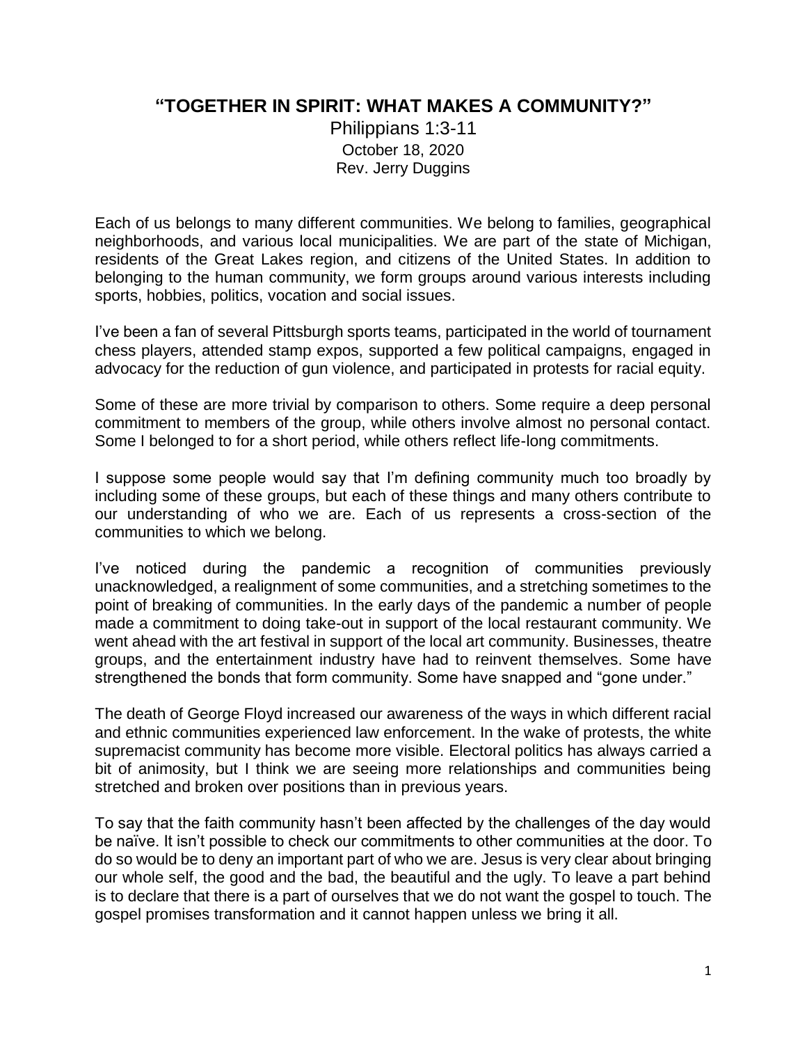# "TOGETHER IN SPIRIT: WHAT MAKES A COMMUNITY?"

Philippians 1:3-11

October 18, 2020

Rev. Jerry Duggins

Each of us belongs to many different communities. We belong to families, geographical neighborhoods, and various local municipalities. We are part of the state of Michigan, residents of the Great Lakes region, and citizens of the United States. In addition to belonging to the human community, we form groups around various interests including sports, hobbies, politics, vocation and social issues.

I've been a fan of several Pittsburgh sports teams, participated in the world of tournament chess players, attended stamp expos, supported a few political campaigns, engaged in advocacy for the reduction of gun violence, and participated in protests for racial equity.

Some of these are more trivial by comparison to others. Some require a deep personal commitment to members of the group, while others involve almost no personal contact. Some I belonged to for a short period, while others reflect life-long commitments.

I suppose some people would say that I'm defining community much too broadly by including some of these groups, but each of these things and many others contribute to our understanding of who we are. Each of us represents a cross-section of the communities to which we belong.

I've noticed during the pandemic a recognition of communities previously unacknowledged, a realignment of some communities, and a stretching sometimes to the point of breaking of communities. In the early days of the pandemic a number of people made a commitment to doing take-out in support of the local restaurant community. We went ahead with the art festival in support of the local art community. Businesses, theatre groups, and the entertainment industry have had to reinvent themselves. Some have strengthened the bonds that form community. Some have snapped and "gone under."

The death of George Floyd increased our awareness of the ways in which different racial and ethnic communities experienced law enforcement. In the wake of protests, the white supremacist community has become more visible. Electoral politics has always carried a bit of animosity, but I think we are seeing more relationships and communities being stretched and broken over positions than in previous years.

To say that the faith community hasn't been affected by the challenges of the day would be naïve. It isn't possible to check our commitments to other communities at the door. To do so would be to deny an important part of who we are. Jesus is very clear about bringing our whole self, the good and the bad, the beautiful and the ugly. To leave a part behind is to declare that there is a part of ourselves that we do not want the gospel to touch. The gospel promises transformation and it cannot happen unless we bring it all.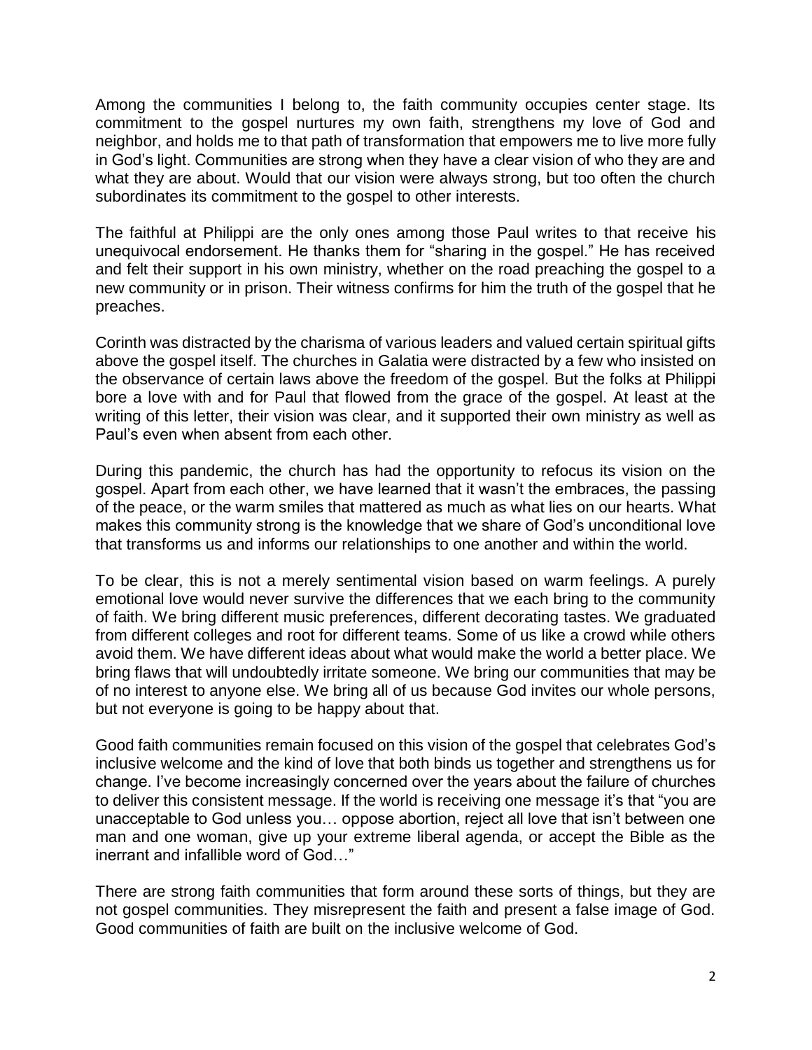Among the communities I belong to, the faith community occupies center stage. Its commitment to the gospel nurtures my own faith, strengthens my love of God and neighbor, and holds me to that path of transformation that empowers me to live more fully in God's light. Communities are strong when they have a clear vision of who they are and what they are about. Would that our vision were always strong, but too often the church subordinates its commitment to the gospel to other interests.

The faithful at Philippi are the only ones among those Paul writes to that receive his unequivocal endorsement. He thanks them for "sharing in the gospel." He has received and felt their support in his own ministry, whether on the road preaching the gospel to a new community or in prison. Their witness confirms for him the truth of the gospel that he preaches.

Corinth was distracted by the charisma of various leaders and valued certain spiritual gifts above the gospel itself. The churches in Galatia were distracted by a few who insisted on the observance of certain laws above the freedom of the gospel. But the folks at Philippi bore a love with and for Paul that flowed from the grace of the gospel. At least at the writing of this letter, their vision was clear, and it supported their own ministry as well as Paul's even when absent from each other.

During this pandemic, the church has had the opportunity to refocus its vision on the gospel. Apart from each other, we have learned that it wasn't the embraces, the passing of the peace, or the warm smiles that mattered as much as what lies on our hearts. What makes this community strong is the knowledge that we share of God's unconditional love that transforms us and informs our relationships to one another and within the world.

To be clear, this is not a merely sentimental vision based on warm feelings. A purely emotional love would never survive the differences that we each bring to the community of faith. We bring different music preferences, different decorating tastes. We graduated from different colleges and root for different teams. Some of us like a crowd while others avoid them. We have different ideas about what would make the world a better place. We bring flaws that will undoubtedly irritate someone. We bring our communities that may be of no interest to anyone else. We bring all of us because God invites our whole persons, but not everyone is going to be happy about that.

Good faith communities remain focused on this vision of the gospel that celebrates God's inclusive welcome and the kind of love that both binds us together and strengthens us for change. I've become increasingly concerned over the years about the failure of churches to deliver this consistent message. If the world is receiving one message it's that "you are unacceptable to God unless you… oppose abortion, reject all love that isn't between one man and one woman, give up your extreme liberal agenda, or accept the Bible as the inerrant and infallible word of God…"

There are strong faith communities that form around these sorts of things, but they are not gospel communities. They misrepresent the faith and present a false image of God. Good communities of faith are built on the inclusive welcome of God.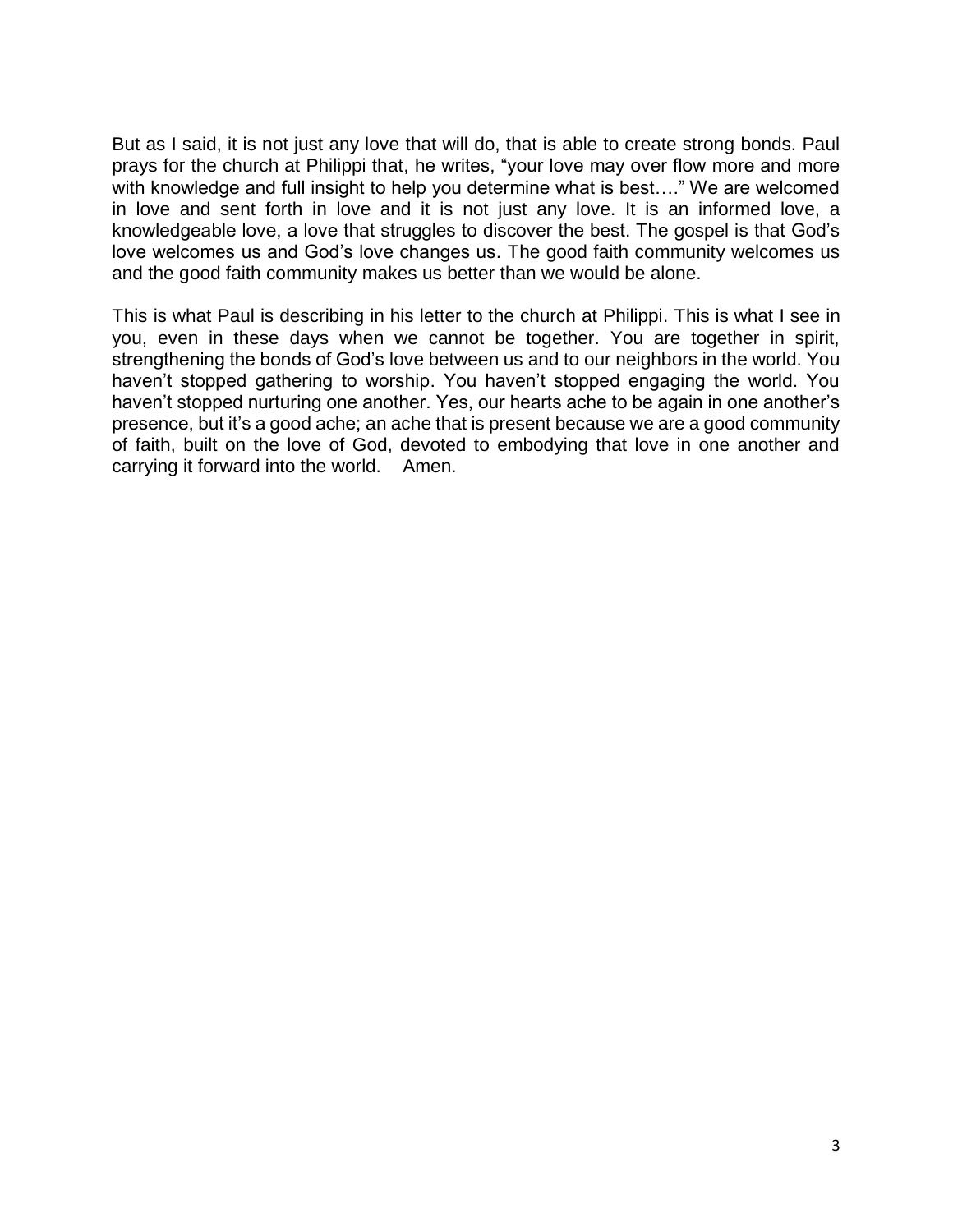But as I said, it is not just any love that will do, that is able to create strong bonds. Paul prays for the church at Philippi that, he writes, "your love may over flow more and more with knowledge and full insight to help you determine what is best…." We are welcomed in love and sent forth in love and it is not just any love. It is an informed love, a knowledgeable love, a love that struggles to discover the best. The gospel is that God's love welcomes us and God's love changes us. The good faith community welcomes us and the good faith community makes us better than we would be alone.

This is what Paul is describing in his letter to the church at Philippi. This is what I see in you, even in these days when we cannot be together. You are together in spirit, strengthening the bonds of God's love between us and to our neighbors in the world. You haven't stopped gathering to worship. You haven't stopped engaging the world. You haven't stopped nurturing one another. Yes, our hearts ache to be again in one another's presence, but it's a good ache; an ache that is present because we are a good community of faith, built on the love of God, devoted to embodying that love in one another and carrying it forward into the world. Amen.